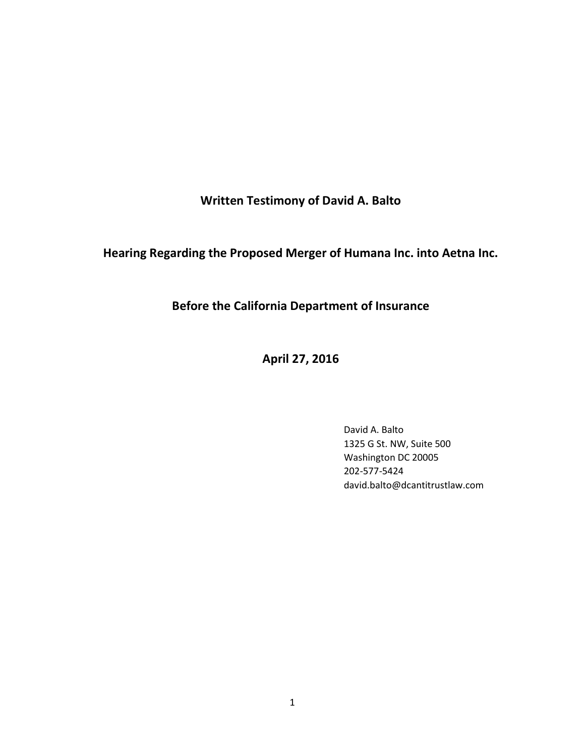# Written Testimony of David A. Balto

## Hearing Regarding the Proposed Merger of Humana Inc. into Aetna Inc.

## Before the California Department of Insurance

## April 27, 2016

David A. Balto
1325 G St. NW, Suite 500
Washington DC 20005
202-577-5424
david.balto@dcantitrustlaw.com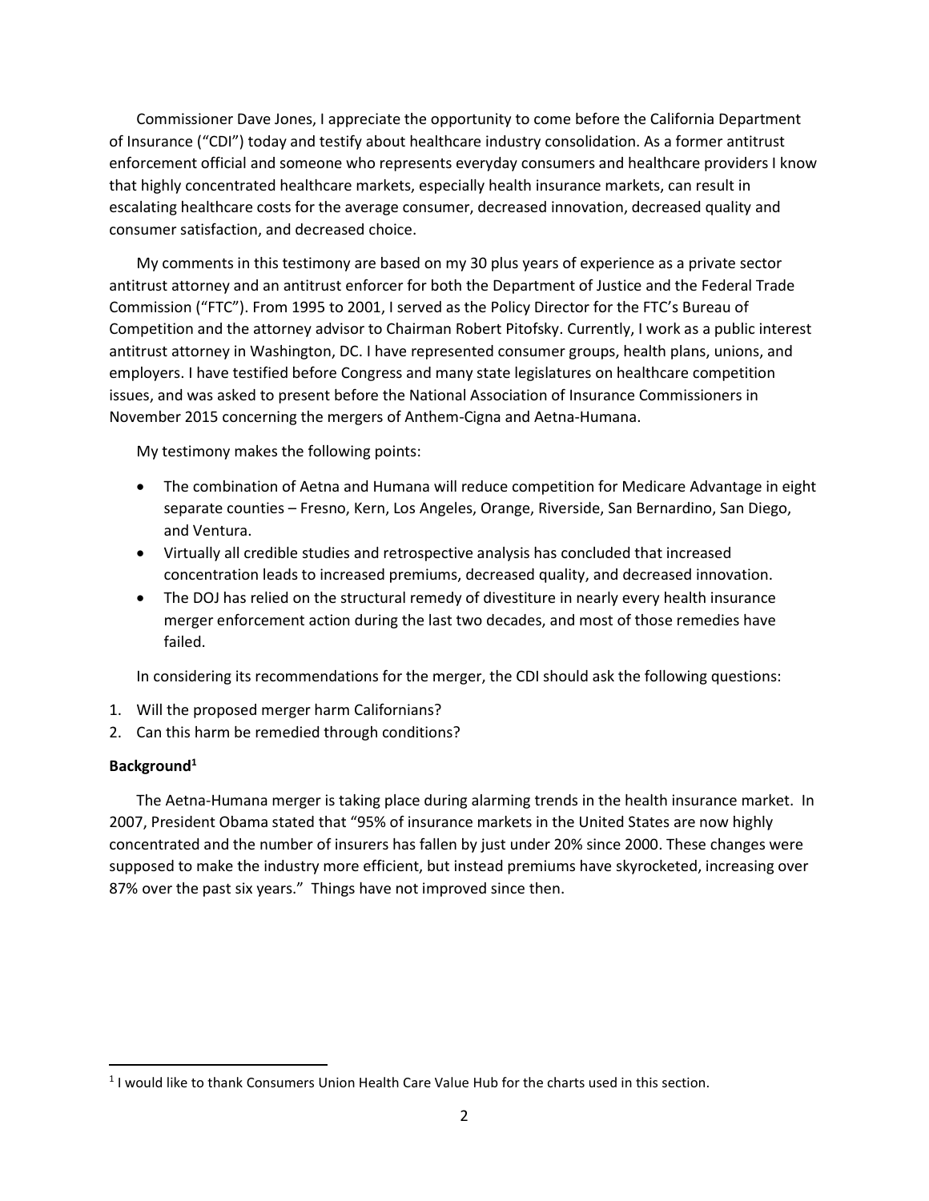Commissioner Dave Jones, I appreciate the opportunity to come before the California Department of Insurance ("CDI") today and testify about healthcare industry consolidation. As a former antitrust enforcement official and someone who represents everyday consumers and healthcare providers I know that highly concentrated healthcare markets, especially health insurance markets, can result in escalating healthcare costs for the average consumer, decreased innovation, decreased quality and consumer satisfaction, and decreased choice.

My comments in this testimony are based on my 30 plus years of experience as a private sector antitrust attorney and an antitrust enforcer for both the Department of Justice and the Federal Trade Commission ("FTC"). From 1995 to 2001, I served as the Policy Director for the FTC's Bureau of Competition and the attorney advisor to Chairman Robert Pitofsky. Currently, I work as a public interest antitrust attorney in Washington, DC. I have represented consumer groups, health plans, unions, and employers. I have testified before Congress and many state legislatures on healthcare competition issues, and was asked to present before the National Association of Insurance Commissioners in November 2015 concerning the mergers of Anthem-Cigna and Aetna-Humana.

My testimony makes the following points:

- The combination of Aetna and Humana will reduce competition for Medicare Advantage in eight separate counties – Fresno, Kern, Los Angeles, Orange, Riverside, San Bernardino, San Diego, and Ventura.
- Virtually all credible studies and retrospective analysis has concluded that increased concentration leads to increased premiums, decreased quality, and decreased innovation.
- The DOJ has relied on the structural remedy of divestiture in nearly every health insurance merger enforcement action during the last two decades, and most of those remedies have failed.

In considering its recommendations for the merger, the CDI should ask the following questions:

1. Will the proposed merger harm Californians?
2. Can this harm be remedied through conditions?

**Background[1]**

The Aetna-Humana merger is taking place during alarming trends in the health insurance market. In 2007, President Obama stated that "95% of insurance markets in the United States are now highly concentrated and the number of insurers has fallen by just under 20% since 2000. These changes were supposed to make the industry more efficient, but instead premiums have skyrocketed, increasing over 87% over the past six years." Things have not improved since then.

[1] I would like to thank Consumers Union Health Care Value Hub for the charts used in this section.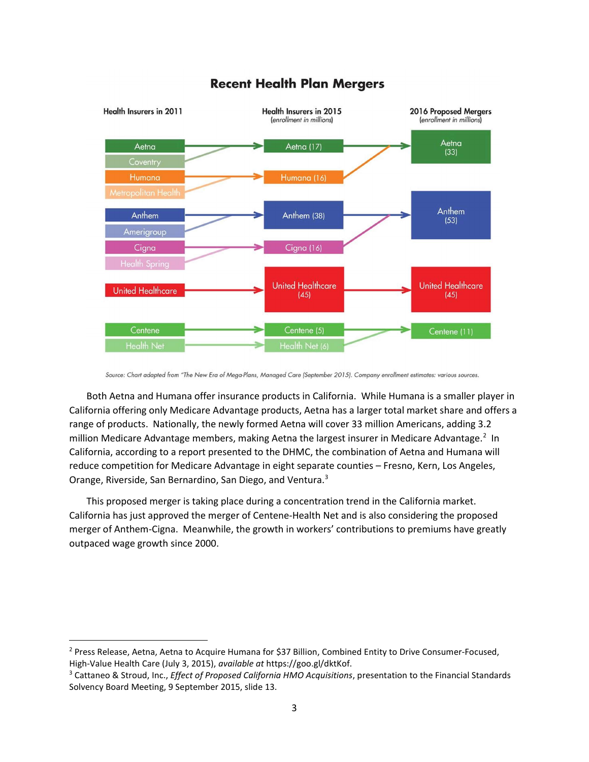## Recent Health Plan Mergers

| Health Insurers in 2011 | Health Insurers in 2015 (enrollment in millions) | 2016 Proposed Mergers (enrollment in millions) |
|---|---|---|
| Aetna, Coventry | Aetna (17) | Aetna (33) |
| Humana, Metropolitan Health | Humana (16) | |
| Anthem, Amerigroup | Anthem (38) | Anthem (53) |
| Cigna, Health Spring | Cigna (16) | |
| United Healthcare | United Healthcare (45) | United Healthcare (45) |
| Centene | Centene (5) | Centene (11) |
| Health Net | Health Net (6) | |

*Source: Chart adapted from "The New Era of Mega-Plans, Managed Care (September 2015). Company enrollment estimates: various sources.*

Both Aetna and Humana offer insurance products in California. While Humana is a smaller player in California offering only Medicare Advantage products, Aetna has a larger total market share and offers a range of products. Nationally, the newly formed Aetna will cover 33 million Americans, adding 3.2 million Medicare Advantage members, making Aetna the largest insurer in Medicare Advantage.[2] In California, according to a report presented to the DHMC, the combination of Aetna and Humana will reduce competition for Medicare Advantage in eight separate counties – Fresno, Kern, Los Angeles, Orange, Riverside, San Bernardino, San Diego, and Ventura.[3]

This proposed merger is taking place during a concentration trend in the California market. California has just approved the merger of Centene-Health Net and is also considering the proposed merger of Anthem-Cigna. Meanwhile, the growth in workers' contributions to premiums have greatly outpaced wage growth since 2000.

---

[2] Press Release, Aetna, Aetna to Acquire Humana for $37 Billion, Combined Entity to Drive Consumer-Focused, High-Value Health Care (July 3, 2015), *available at* https://goo.gl/dktKof.

[3] Cattaneo & Stroud, Inc., *Effect of Proposed California HMO Acquisitions*, presentation to the Financial Standards Solvency Board Meeting, 9 September 2015, slide 13.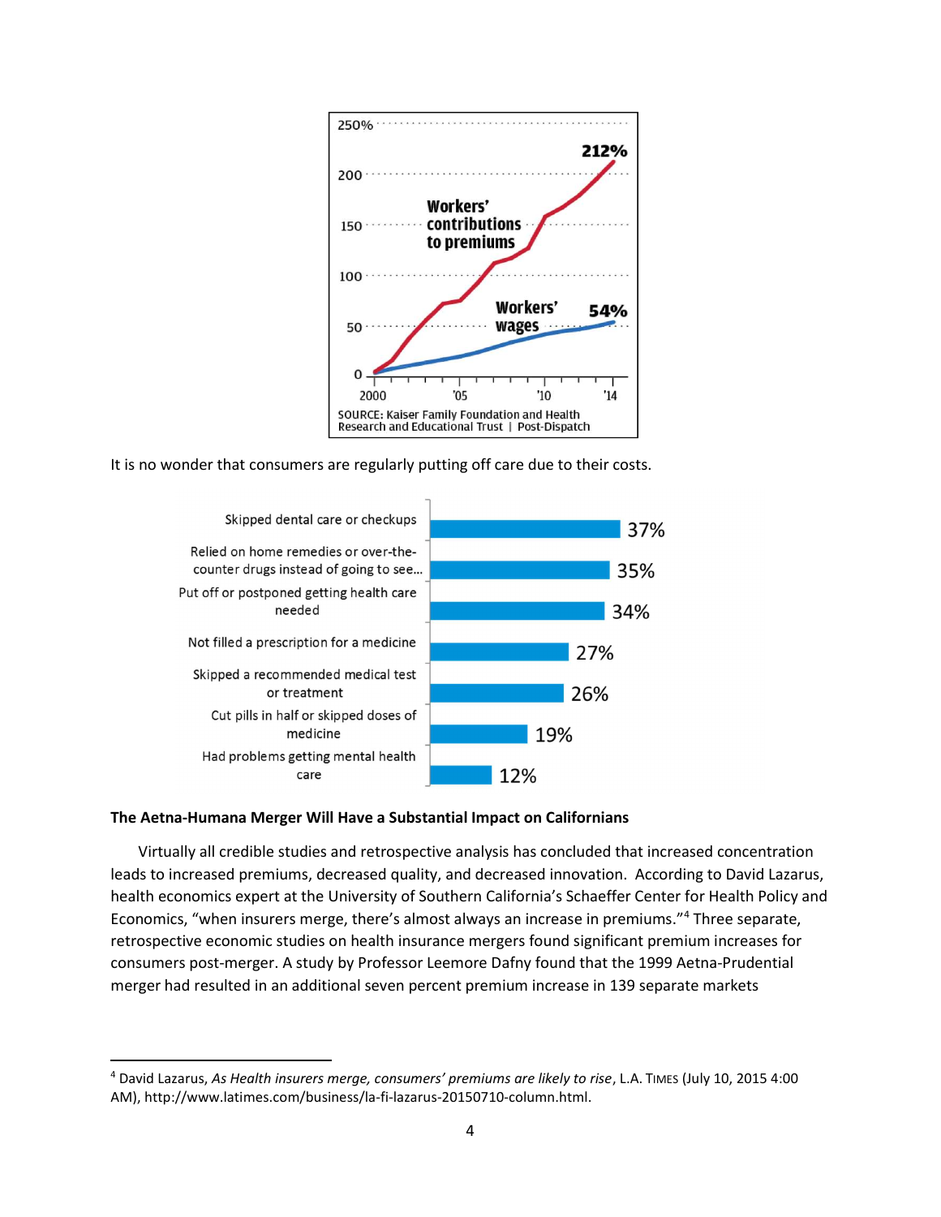It is no wonder that consumers are regularly putting off care due to their costs.

### The Aetna-Humana Merger Will Have a Substantial Impact on Californians

Virtually all credible studies and retrospective analysis has concluded that increased concentration leads to increased premiums, decreased quality, and decreased innovation. According to David Lazarus, health economics expert at the University of Southern California's Schaeffer Center for Health Policy and Economics, "when insurers merge, there's almost always an increase in premiums."[4] Three separate, retrospective economic studies on health insurance mergers found significant premium increases for consumers post-merger. A study by Professor Leemore Dafny found that the 1999 Aetna-Prudential merger had resulted in an additional seven percent premium increase in 139 separate markets

---

[4] David Lazarus, *As Health insurers merge, consumers' premiums are likely to rise*, L.A. TIMES (July 10, 2015 4:00 AM), http://www.latimes.com/business/la-fi-lazarus-20150710-column.html.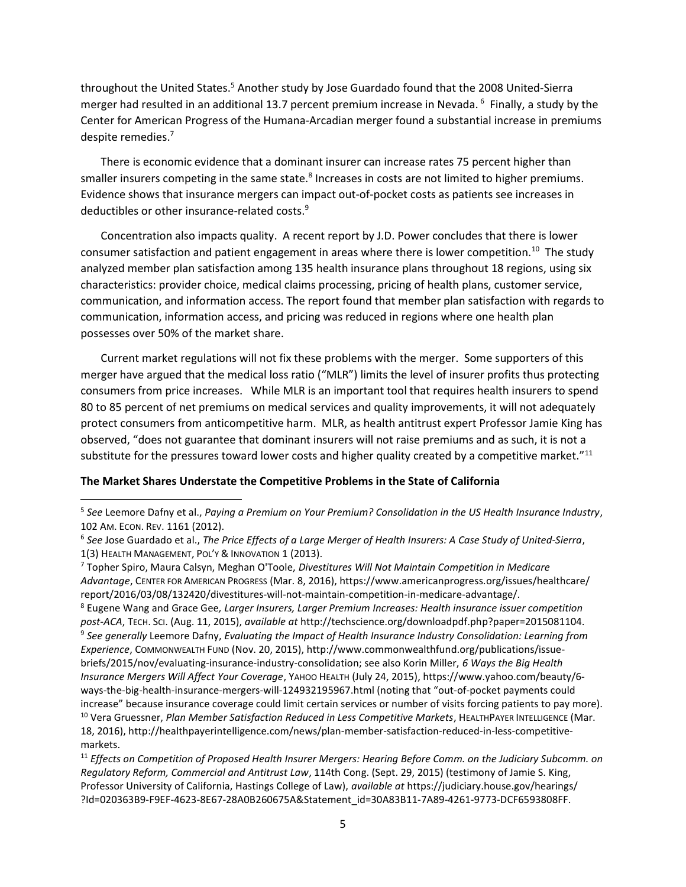throughout the United States.[5] Another study by Jose Guardado found that the 2008 United-Sierra merger had resulted in an additional 13.7 percent premium increase in Nevada. [6] Finally, a study by the Center for American Progress of the Humana-Arcadian merger found a substantial increase in premiums despite remedies.[7]

There is economic evidence that a dominant insurer can increase rates 75 percent higher than smaller insurers competing in the same state.[8] Increases in costs are not limited to higher premiums. Evidence shows that insurance mergers can impact out-of-pocket costs as patients see increases in deductibles or other insurance-related costs.[9]

Concentration also impacts quality. A recent report by J.D. Power concludes that there is lower consumer satisfaction and patient engagement in areas where there is lower competition.[10] The study analyzed member plan satisfaction among 135 health insurance plans throughout 18 regions, using six characteristics: provider choice, medical claims processing, pricing of health plans, customer service, communication, and information access. The report found that member plan satisfaction with regards to communication, information access, and pricing was reduced in regions where one health plan possesses over 50% of the market share.

Current market regulations will not fix these problems with the merger. Some supporters of this merger have argued that the medical loss ratio ("MLR") limits the level of insurer profits thus protecting consumers from price increases. While MLR is an important tool that requires health insurers to spend 80 to 85 percent of net premiums on medical services and quality improvements, it will not adequately protect consumers from anticompetitive harm. MLR, as health antitrust expert Professor Jamie King has observed, "does not guarantee that dominant insurers will not raise premiums and as such, it is not a substitute for the pressures toward lower costs and higher quality created by a competitive market."[11]

**The Market Shares Understate the Competitive Problems in the State of California**

---

[5] *See* Leemore Dafny et al., *Paying a Premium on Your Premium? Consolidation in the US Health Insurance Industry*, 102 AM. ECON. REV. 1161 (2012).

[6] *See* Jose Guardado et al., *The Price Effects of a Large Merger of Health Insurers: A Case Study of United-Sierra*, 1(3) HEALTH MANAGEMENT, POL'Y & INNOVATION 1 (2013).

[7] Topher Spiro, Maura Calsyn, Meghan O'Toole, *Divestitures Will Not Maintain Competition in Medicare Advantage*, CENTER FOR AMERICAN PROGRESS (Mar. 8, 2016), https://www.americanprogress.org/issues/healthcare/report/2016/03/08/132420/divestitures-will-not-maintain-competition-in-medicare-advantage/.

[8] Eugene Wang and Grace Gee*, Larger Insurers, Larger Premium Increases: Health insurance issuer competition post-ACA*, TECH. SCI. (Aug. 11, 2015), *available at* http://techscience.org/downloadpdf.php?paper=2015081104.

[9] *See generally* Leemore Dafny, *Evaluating the Impact of Health Insurance Industry Consolidation: Learning from Experience*, COMMONWEALTH FUND (Nov. 20, 2015), http://www.commonwealthfund.org/publications/issue-briefs/2015/nov/evaluating-insurance-industry-consolidation; see also Korin Miller, *6 Ways the Big Health Insurance Mergers Will Affect Your Coverage*, YAHOO HEALTH (July 24, 2015), https://www.yahoo.com/beauty/6-ways-the-big-health-insurance-mergers-will-124932195967.html (noting that "out-of-pocket payments could increase" because insurance coverage could limit certain services or number of visits forcing patients to pay more).

[10] Vera Gruessner, *Plan Member Satisfaction Reduced in Less Competitive Markets*, HEALTHPAYER INTELLIGENCE (Mar. 18, 2016), http://healthpayerintelligence.com/news/plan-member-satisfaction-reduced-in-less-competitive-markets.

[11] *Effects on Competition of Proposed Health Insurer Mergers: Hearing Before Comm. on the Judiciary Subcomm. on Regulatory Reform, Commercial and Antitrust Law*, 114th Cong. (Sept. 29, 2015) (testimony of Jamie S. King, Professor University of California, Hastings College of Law), *available at* https://judiciary.house.gov/hearings/?Id=020363B9-F9EF-4623-8E67-28A0B260675A&Statement_id=30A83B11-7A89-4261-9773-DCF6593808FF.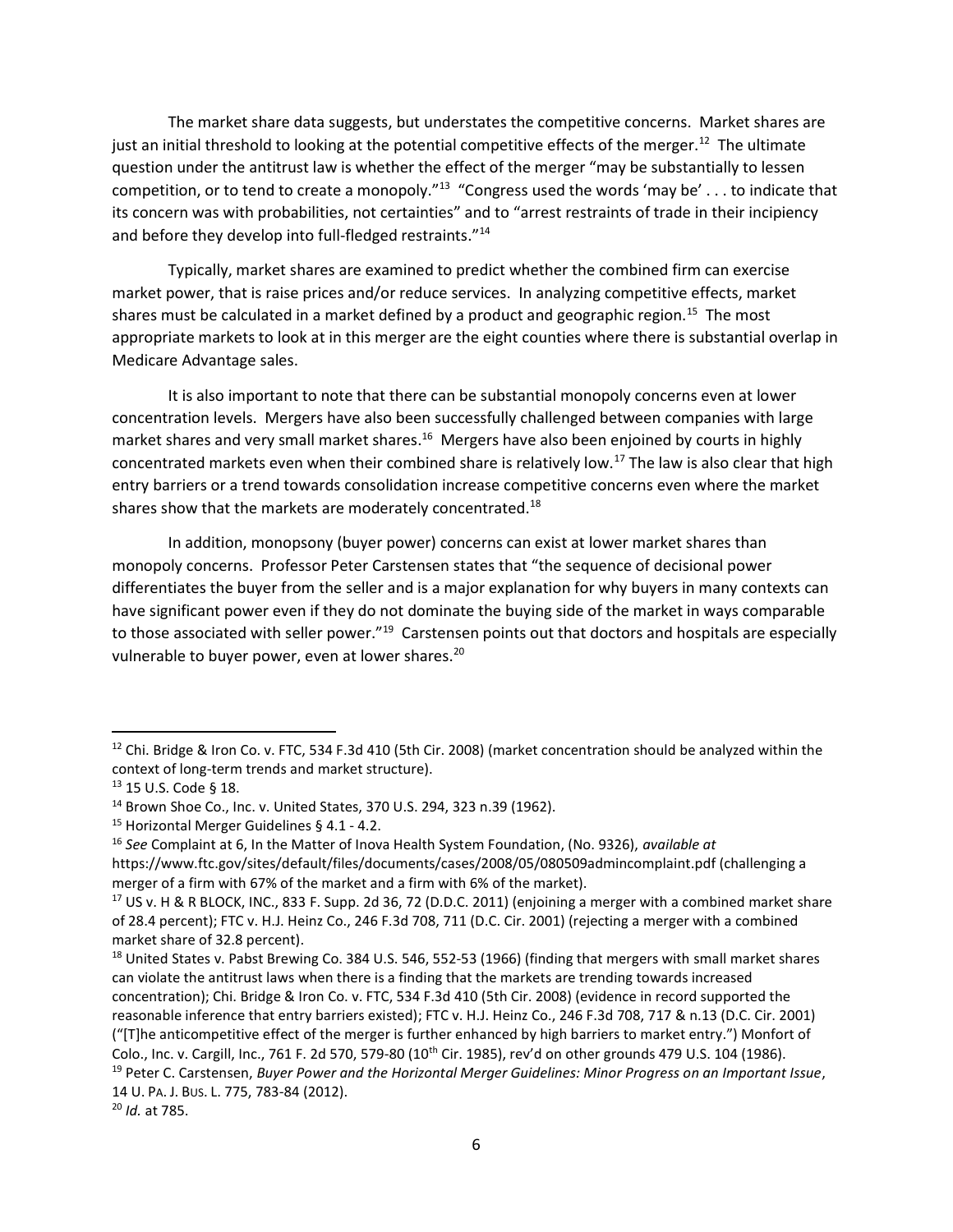The market share data suggests, but understates the competitive concerns. Market shares are just an initial threshold to looking at the potential competitive effects of the merger.[12] The ultimate question under the antitrust law is whether the effect of the merger "may be substantially to lessen competition, or to tend to create a monopoly."[13] "Congress used the words 'may be' . . . to indicate that its concern was with probabilities, not certainties" and to "arrest restraints of trade in their incipiency and before they develop into full-fledged restraints."[14]

Typically, market shares are examined to predict whether the combined firm can exercise market power, that is raise prices and/or reduce services. In analyzing competitive effects, market shares must be calculated in a market defined by a product and geographic region.[15] The most appropriate markets to look at in this merger are the eight counties where there is substantial overlap in Medicare Advantage sales.

It is also important to note that there can be substantial monopoly concerns even at lower concentration levels. Mergers have also been successfully challenged between companies with large market shares and very small market shares.[16] Mergers have also been enjoined by courts in highly concentrated markets even when their combined share is relatively low.[17] The law is also clear that high entry barriers or a trend towards consolidation increase competitive concerns even where the market shares show that the markets are moderately concentrated.[18]

In addition, monopsony (buyer power) concerns can exist at lower market shares than monopoly concerns. Professor Peter Carstensen states that "the sequence of decisional power differentiates the buyer from the seller and is a major explanation for why buyers in many contexts can have significant power even if they do not dominate the buying side of the market in ways comparable to those associated with seller power."[19] Carstensen points out that doctors and hospitals are especially vulnerable to buyer power, even at lower shares.[20]

---

[12] Chi. Bridge & Iron Co. v. FTC, 534 F.3d 410 (5th Cir. 2008) (market concentration should be analyzed within the context of long-term trends and market structure).

[13] 15 U.S. Code § 18.

[14] Brown Shoe Co., Inc. v. United States, 370 U.S. 294, 323 n.39 (1962).

[15] Horizontal Merger Guidelines § 4.1 - 4.2.

[16] *See* Complaint at 6, In the Matter of Inova Health System Foundation, (No. 9326), *available at* https://www.ftc.gov/sites/default/files/documents/cases/2008/05/080509admincomplaint.pdf (challenging a merger of a firm with 67% of the market and a firm with 6% of the market).

[17] US v. H & R BLOCK, INC., 833 F. Supp. 2d 36, 72 (D.D.C. 2011) (enjoining a merger with a combined market share of 28.4 percent); FTC v. H.J. Heinz Co., 246 F.3d 708, 711 (D.C. Cir. 2001) (rejecting a merger with a combined market share of 32.8 percent).

[18] United States v. Pabst Brewing Co. 384 U.S. 546, 552-53 (1966) (finding that mergers with small market shares can violate the antitrust laws when there is a finding that the markets are trending towards increased concentration); Chi. Bridge & Iron Co. v. FTC, 534 F.3d 410 (5th Cir. 2008) (evidence in record supported the reasonable inference that entry barriers existed); FTC v. H.J. Heinz Co., 246 F.3d 708, 717 & n.13 (D.C. Cir. 2001) ("[T]he anticompetitive effect of the merger is further enhanced by high barriers to market entry.") Monfort of Colo., Inc. v. Cargill, Inc., 761 F. 2d 570, 579-80 (10th Cir. 1985), rev'd on other grounds 479 U.S. 104 (1986).

[19] Peter C. Carstensen, *Buyer Power and the Horizontal Merger Guidelines: Minor Progress on an Important Issue*, 14 U. PA. J. BUS. L. 775, 783-84 (2012).

[20] *Id.* at 785.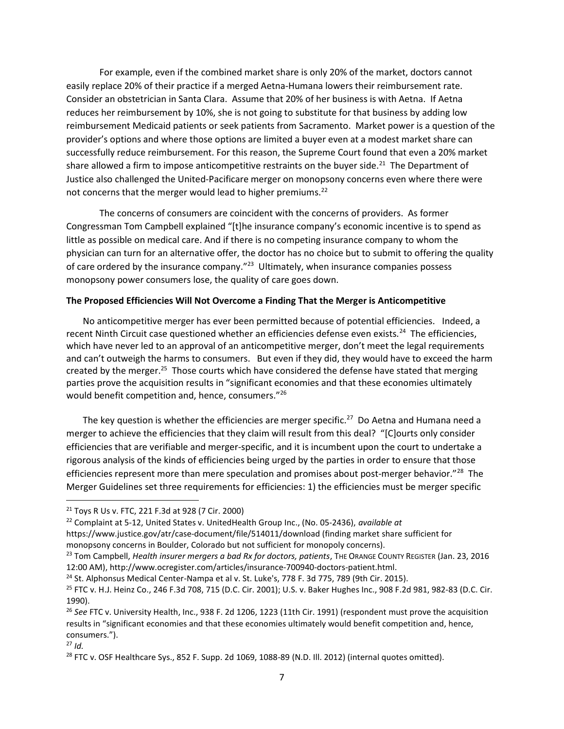For example, even if the combined market share is only 20% of the market, doctors cannot easily replace 20% of their practice if a merged Aetna-Humana lowers their reimbursement rate. Consider an obstetrician in Santa Clara. Assume that 20% of her business is with Aetna. If Aetna reduces her reimbursement by 10%, she is not going to substitute for that business by adding low reimbursement Medicaid patients or seek patients from Sacramento. Market power is a question of the provider's options and where those options are limited a buyer even at a modest market share can successfully reduce reimbursement. For this reason, the Supreme Court found that even a 20% market share allowed a firm to impose anticompetitive restraints on the buyer side.[21] The Department of Justice also challenged the United-Pacificare merger on monopsony concerns even where there were not concerns that the merger would lead to higher premiums.[22]

The concerns of consumers are coincident with the concerns of providers. As former Congressman Tom Campbell explained "[t]he insurance company's economic incentive is to spend as little as possible on medical care. And if there is no competing insurance company to whom the physician can turn for an alternative offer, the doctor has no choice but to submit to offering the quality of care ordered by the insurance company."[23] Ultimately, when insurance companies possess monopsony power consumers lose, the quality of care goes down.

**The Proposed Efficiencies Will Not Overcome a Finding That the Merger is Anticompetitive**

No anticompetitive merger has ever been permitted because of potential efficiencies. Indeed, a recent Ninth Circuit case questioned whether an efficiencies defense even exists.[24] The efficiencies, which have never led to an approval of an anticompetitive merger, don't meet the legal requirements and can't outweigh the harms to consumers. But even if they did, they would have to exceed the harm created by the merger.[25] Those courts which have considered the defense have stated that merging parties prove the acquisition results in "significant economies and that these economies ultimately would benefit competition and, hence, consumers."[26]

The key question is whether the efficiencies are merger specific.[27] Do Aetna and Humana need a merger to achieve the efficiencies that they claim will result from this deal? "[C]ourts only consider efficiencies that are verifiable and merger-specific, and it is incumbent upon the court to undertake a rigorous analysis of the kinds of efficiencies being urged by the parties in order to ensure that those efficiencies represent more than mere speculation and promises about post-merger behavior."[28] The Merger Guidelines set three requirements for efficiencies: 1) the efficiencies must be merger specific

---

[21] Toys R Us v. FTC, 221 F.3d at 928 (7 Cir. 2000)

[22] Complaint at 5-12, United States v. UnitedHealth Group Inc., (No. 05-2436), *available at* https://www.justice.gov/atr/case-document/file/514011/download (finding market share sufficient for monopsony concerns in Boulder, Colorado but not sufficient for monopoly concerns).

[23] Tom Campbell, *Health insurer mergers a bad Rx for doctors, patients*, The Orange County Register (Jan. 23, 2016 12:00 AM), http://www.ocregister.com/articles/insurance-700940-doctors-patient.html.

[24] St. Alphonsus Medical Center-Nampa et al v. St. Luke's, 778 F. 3d 775, 789 (9th Cir. 2015).

[25] FTC v. H.J. Heinz Co., 246 F.3d 708, 715 (D.C. Cir. 2001); U.S. v. Baker Hughes Inc., 908 F.2d 981, 982-83 (D.C. Cir. 1990).

[26] *See* FTC v. University Health, Inc., 938 F. 2d 1206, 1223 (11th Cir. 1991) (respondent must prove the acquisition results in "significant economies and that these economies ultimately would benefit competition and, hence, consumers.").

[27] *Id.*

[28] FTC v. OSF Healthcare Sys., 852 F. Supp. 2d 1069, 1088-89 (N.D. Ill. 2012) (internal quotes omitted).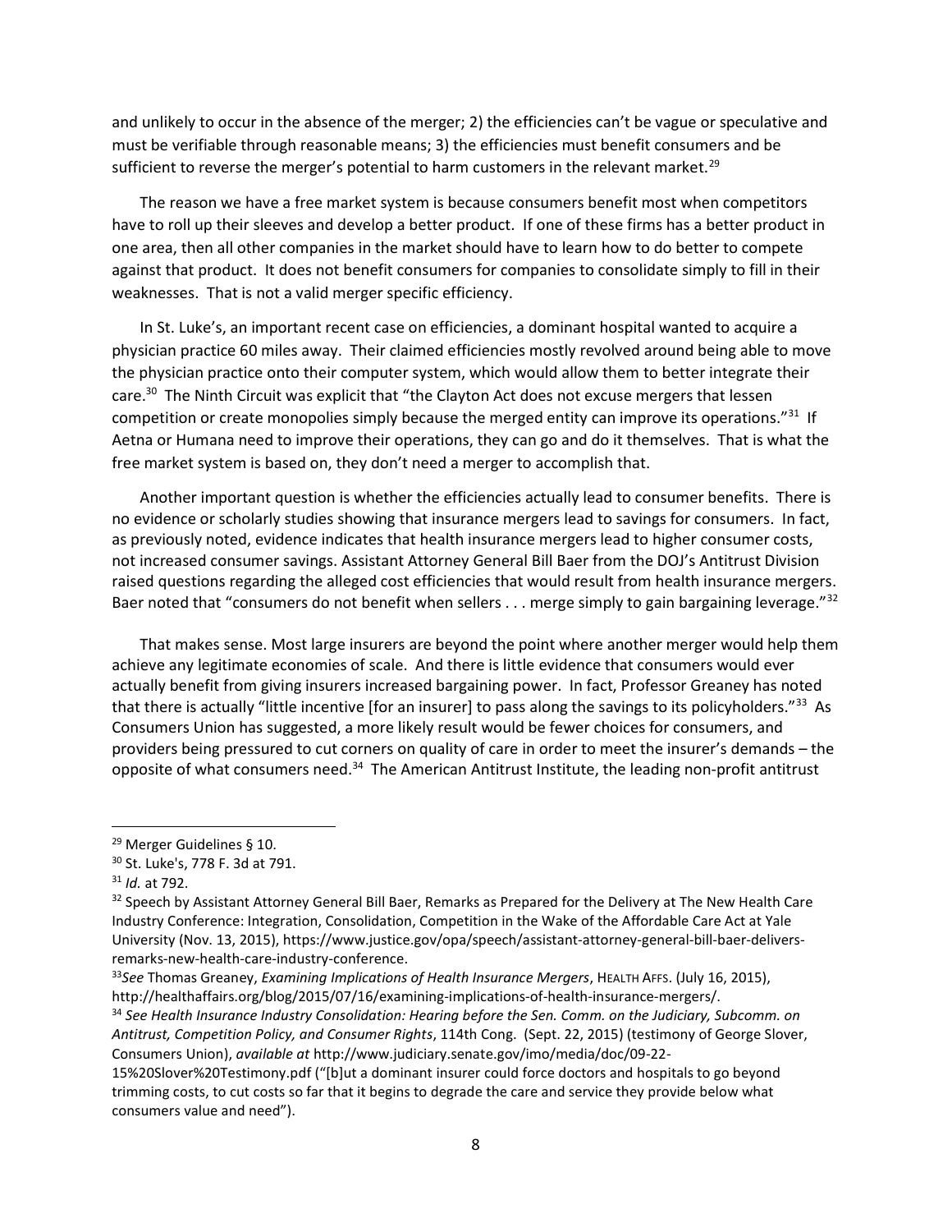and unlikely to occur in the absence of the merger; 2) the efficiencies can't be vague or speculative and must be verifiable through reasonable means; 3) the efficiencies must benefit consumers and be sufficient to reverse the merger's potential to harm customers in the relevant market.[29]

The reason we have a free market system is because consumers benefit most when competitors have to roll up their sleeves and develop a better product. If one of these firms has a better product in one area, then all other companies in the market should have to learn how to do better to compete against that product. It does not benefit consumers for companies to consolidate simply to fill in their weaknesses. That is not a valid merger specific efficiency.

In St. Luke's, an important recent case on efficiencies, a dominant hospital wanted to acquire a physician practice 60 miles away. Their claimed efficiencies mostly revolved around being able to move the physician practice onto their computer system, which would allow them to better integrate their care.[30] The Ninth Circuit was explicit that "the Clayton Act does not excuse mergers that lessen competition or create monopolies simply because the merged entity can improve its operations."[31] If Aetna or Humana need to improve their operations, they can go and do it themselves. That is what the free market system is based on, they don't need a merger to accomplish that.

Another important question is whether the efficiencies actually lead to consumer benefits. There is no evidence or scholarly studies showing that insurance mergers lead to savings for consumers. In fact, as previously noted, evidence indicates that health insurance mergers lead to higher consumer costs, not increased consumer savings. Assistant Attorney General Bill Baer from the DOJ's Antitrust Division raised questions regarding the alleged cost efficiencies that would result from health insurance mergers. Baer noted that "consumers do not benefit when sellers . . . merge simply to gain bargaining leverage."[32]

That makes sense. Most large insurers are beyond the point where another merger would help them achieve any legitimate economies of scale. And there is little evidence that consumers would ever actually benefit from giving insurers increased bargaining power. In fact, Professor Greaney has noted that there is actually "little incentive [for an insurer] to pass along the savings to its policyholders."[33] As Consumers Union has suggested, a more likely result would be fewer choices for consumers, and providers being pressured to cut corners on quality of care in order to meet the insurer's demands – the opposite of what consumers need.[34] The American Antitrust Institute, the leading non-profit antitrust

---

[29] Merger Guidelines § 10.

[30] St. Luke's, 778 F. 3d at 791.

[31] *Id.* at 792.

[32] Speech by Assistant Attorney General Bill Baer, Remarks as Prepared for the Delivery at The New Health Care Industry Conference: Integration, Consolidation, Competition in the Wake of the Affordable Care Act at Yale University (Nov. 13, 2015), https://www.justice.gov/opa/speech/assistant-attorney-general-bill-baer-delivers-remarks-new-health-care-industry-conference.

[33] *See* Thomas Greaney, *Examining Implications of Health Insurance Mergers*, HEALTH AFFS. (July 16, 2015), http://healthaffairs.org/blog/2015/07/16/examining-implications-of-health-insurance-mergers/.

[34] *See Health Insurance Industry Consolidation: Hearing before the Sen. Comm. on the Judiciary, Subcomm. on Antitrust, Competition Policy, and Consumer Rights*, 114th Cong. (Sept. 22, 2015) (testimony of George Slover, Consumers Union), *available at* http://www.judiciary.senate.gov/imo/media/doc/09-22-15%20Slover%20Testimony.pdf ("[b]ut a dominant insurer could force doctors and hospitals to go beyond trimming costs, to cut costs so far that it begins to degrade the care and service they provide below what consumers value and need").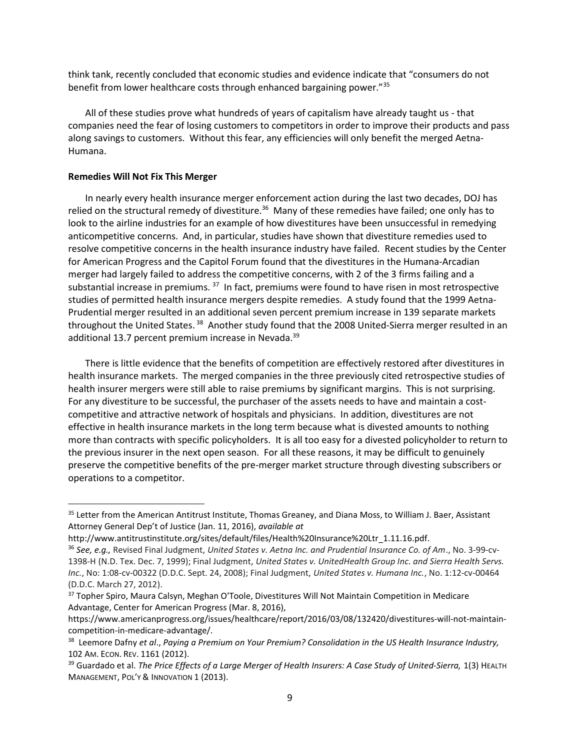think tank, recently concluded that economic studies and evidence indicate that "consumers do not benefit from lower healthcare costs through enhanced bargaining power."[35]

All of these studies prove what hundreds of years of capitalism have already taught us - that companies need the fear of losing customers to competitors in order to improve their products and pass along savings to customers. Without this fear, any efficiencies will only benefit the merged Aetna-Humana.

**Remedies Will Not Fix This Merger**

In nearly every health insurance merger enforcement action during the last two decades, DOJ has relied on the structural remedy of divestiture.[36] Many of these remedies have failed; one only has to look to the airline industries for an example of how divestitures have been unsuccessful in remedying anticompetitive concerns. And, in particular, studies have shown that divestiture remedies used to resolve competitive concerns in the health insurance industry have failed. Recent studies by the Center for American Progress and the Capitol Forum found that the divestitures in the Humana-Arcadian merger had largely failed to address the competitive concerns, with 2 of the 3 firms failing and a substantial increase in premiums.[37] In fact, premiums were found to have risen in most retrospective studies of permitted health insurance mergers despite remedies. A study found that the 1999 Aetna-Prudential merger resulted in an additional seven percent premium increase in 139 separate markets throughout the United States.[38] Another study found that the 2008 United-Sierra merger resulted in an additional 13.7 percent premium increase in Nevada.[39]

There is little evidence that the benefits of competition are effectively restored after divestitures in health insurance markets. The merged companies in the three previously cited retrospective studies of health insurer mergers were still able to raise premiums by significant margins. This is not surprising. For any divestiture to be successful, the purchaser of the assets needs to have and maintain a cost-competitive and attractive network of hospitals and physicians. In addition, divestitures are not effective in health insurance markets in the long term because what is divested amounts to nothing more than contracts with specific policyholders. It is all too easy for a divested policyholder to return to the previous insurer in the next open season. For all these reasons, it may be difficult to genuinely preserve the competitive benefits of the pre-merger market structure through divesting subscribers or operations to a competitor.

---

[35] Letter from the American Antitrust Institute, Thomas Greaney, and Diana Moss, to William J. Baer, Assistant Attorney General Dep't of Justice (Jan. 11, 2016), *available at* http://www.antitrustinstitute.org/sites/default/files/Health%20Insurance%20Ltr_1.11.16.pdf.

[36] *See, e.g.,* Revised Final Judgment, *United States v. Aetna Inc. and Prudential Insurance Co. of Am*., No. 3-99-cv-1398-H (N.D. Tex. Dec. 7, 1999); Final Judgment, *United States v. UnitedHealth Group Inc. and Sierra Health Servs. Inc.*, No: 1:08-cv-00322 (D.D.C. Sept. 24, 2008); Final Judgment, *United States v. Humana Inc.*, No. 1:12-cv-00464 (D.D.C. March 27, 2012).

[37] Topher Spiro, Maura Calsyn, Meghan O'Toole, Divestitures Will Not Maintain Competition in Medicare Advantage, Center for American Progress (Mar. 8, 2016), https://www.americanprogress.org/issues/healthcare/report/2016/03/08/132420/divestitures-will-not-maintain-competition-in-medicare-advantage/.

[38] Leemore Dafny *et al*., *Paying a Premium on Your Premium? Consolidation in the US Health Insurance Industry,* 102 AM. ECON. REV. 1161 (2012).

[39] Guardado et al. *The Price Effects of a Large Merger of Health Insurers: A Case Study of United-Sierra,* 1(3) HEALTH MANAGEMENT, POL'Y & INNOVATION 1 (2013).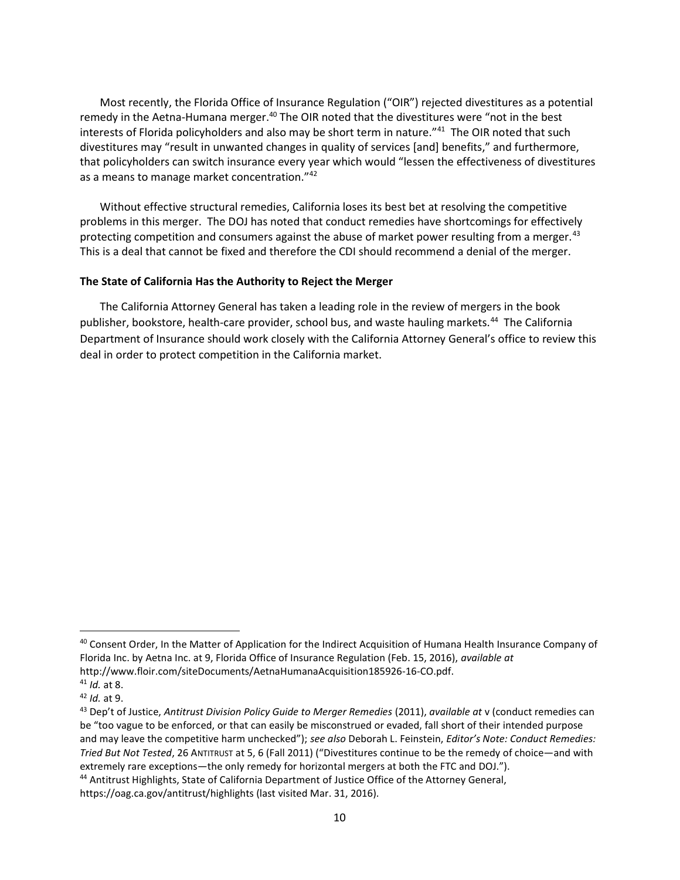Most recently, the Florida Office of Insurance Regulation ("OIR") rejected divestitures as a potential remedy in the Aetna-Humana merger.[40] The OIR noted that the divestitures were "not in the best interests of Florida policyholders and also may be short term in nature."[41] The OIR noted that such divestitures may "result in unwanted changes in quality of services [and] benefits," and furthermore, that policyholders can switch insurance every year which would "lessen the effectiveness of divestitures as a means to manage market concentration."[42]

Without effective structural remedies, California loses its best bet at resolving the competitive problems in this merger. The DOJ has noted that conduct remedies have shortcomings for effectively protecting competition and consumers against the abuse of market power resulting from a merger.[43] This is a deal that cannot be fixed and therefore the CDI should recommend a denial of the merger.

**The State of California Has the Authority to Reject the Merger**

The California Attorney General has taken a leading role in the review of mergers in the book publisher, bookstore, health-care provider, school bus, and waste hauling markets.[44] The California Department of Insurance should work closely with the California Attorney General's office to review this deal in order to protect competition in the California market.

---

[40] Consent Order, In the Matter of Application for the Indirect Acquisition of Humana Health Insurance Company of Florida Inc. by Aetna Inc. at 9, Florida Office of Insurance Regulation (Feb. 15, 2016), *available at* http://www.floir.com/siteDocuments/AetnaHumanaAcquisition185926-16-CO.pdf.

[41] *Id.* at 8.

[42] *Id.* at 9.

[43] Dep't of Justice, *Antitrust Division Policy Guide to Merger Remedies* (2011), *available at* v (conduct remedies can be "too vague to be enforced, or that can easily be misconstrued or evaded, fall short of their intended purpose and may leave the competitive harm unchecked"); *see also* Deborah L. Feinstein, *Editor's Note: Conduct Remedies: Tried But Not Tested*, 26 ANTITRUST at 5, 6 (Fall 2011) ("Divestitures continue to be the remedy of choice—and with extremely rare exceptions—the only remedy for horizontal mergers at both the FTC and DOJ.").

[44] Antitrust Highlights, State of California Department of Justice Office of the Attorney General, https://oag.ca.gov/antitrust/highlights (last visited Mar. 31, 2016).